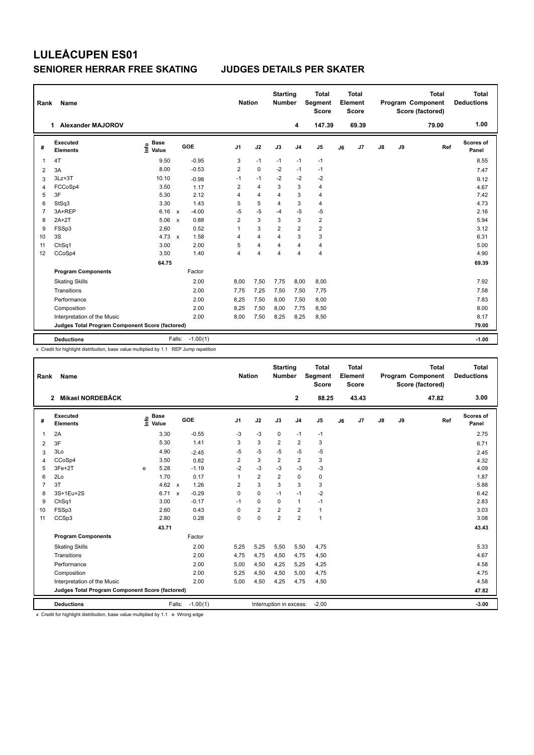# LULEÅCUPEN ES01

## SENIORER HERRAR FREE SKATING    JUDGES DETAILS PER SKATER

| Rank | Name | Nation | Starting Number | Total Segment Score | Total Element Score | Total Program Component Score (factored) | Total Deductions |
|---|---|---|---|---|---|---|---|
| 1 | Alexander MAJOROV | | 4 | 147.39 | 69.39 | 79.00 | 1.00 |

| # | Executed Elements | Info | Base Value | | GOE | J1 | J2 | J3 | J4 | J5 | J6 | J7 | J8 | J9 | Ref | Scores of Panel |
|---|---|---|---|---|---|---|---|---|---|---|---|---|---|---|---|---|
| 1 | 4T | | 9.50 | | -0.95 | 3 | -1 | -1 | -1 | -1 | | | | | | 8.55 |
| 2 | 3A | | 8.00 | | -0.53 | 2 | 0 | -2 | -1 | -1 | | | | | | 7.47 |
| 3 | 3Lz+3T | | 10.10 | | -0.98 | -1 | -1 | -2 | -2 | -2 | | | | | | 9.12 |
| 4 | FCCoSp4 | | 3.50 | | 1.17 | 2 | 4 | 3 | 3 | 4 | | | | | | 4.67 |
| 5 | 3F | | 5.30 | | 2.12 | 4 | 4 | 4 | 3 | 4 | | | | | | 7.42 |
| 6 | StSq3 | | 3.30 | | 1.43 | 5 | 5 | 4 | 3 | 4 | | | | | | 4.73 |
| 7 | 3A+REP | | 6.16 | x | -4.00 | -5 | -5 | -4 | -5 | -5 | | | | | | 2.16 |
| 8 | 2A+2T | | 5.06 | x | 0.88 | 2 | 3 | 3 | 3 | 2 | | | | | | 5.94 |
| 9 | FSSp3 | | 2.60 | | 0.52 | 1 | 3 | 2 | 2 | 2 | | | | | | 3.12 |
| 10 | 3S | | 4.73 | x | 1.58 | 4 | 4 | 4 | 3 | 3 | | | | | | 6.31 |
| 11 | ChSq1 | | 3.00 | | 2.00 | 5 | 4 | 4 | 4 | 4 | | | | | | 5.00 |
| 12 | CCoSp4 | | 3.50 | | 1.40 | 4 | 4 | 4 | 4 | 4 | | | | | | 4.90 |
| | | | 64.75 | | | | | | | | | | | | | 69.39 |
| | **Program Components** | | | | Factor | | | | | | | | | | | |
| | Skating Skills | | | | 2.00 | 8,00 | 7,50 | 7,75 | 8,00 | 8,00 | | | | | | 7.92 |
| | Transitions | | | | 2.00 | 7,75 | 7,25 | 7,50 | 7,50 | 7,75 | | | | | | 7.58 |
| | Performance | | | | 2.00 | 8,25 | 7,50 | 8,00 | 7,50 | 8,00 | | | | | | 7.83 |
| | Composition | | | | 2.00 | 8,25 | 7,50 | 8,00 | 7,75 | 8,50 | | | | | | 8.00 |
| | Interpretation of the Music | | | | 2.00 | 8,00 | 7,50 | 8,25 | 8,25 | 8,50 | | | | | | 8.17 |
| | **Judges Total Program Component Score (factored)** | | | | | | | | | | | | | | | 79.00 |
| | **Deductions** | | | Falls: | -1.00(1) | | | | | | | | | | | -1.00 |

x Credit for highlight distribution, base value multiplied by 1.1 REP Jump repetition

| Rank | Name | Nation | Starting Number | Total Segment Score | Total Element Score | Total Program Component Score (factored) | Total Deductions |
|---|---|---|---|---|---|---|---|
| 2 | Mikael NORDEBÄCK | | 2 | 88.25 | 43.43 | 47.82 | 3.00 |

| # | Executed Elements | Info | Base Value | | GOE | J1 | J2 | J3 | J4 | J5 | J6 | J7 | J8 | J9 | Ref | Scores of Panel |
|---|---|---|---|---|---|---|---|---|---|---|---|---|---|---|---|---|
| 1 | 2A | | 3.30 | | -0.55 | -3 | -3 | 0 | -1 | -1 | | | | | | 2.75 |
| 2 | 3F | | 5.30 | | 1.41 | 3 | 3 | 2 | 2 | 3 | | | | | | 6.71 |
| 3 | 3Lo | | 4.90 | | -2.45 | -5 | -5 | -5 | -5 | -5 | | | | | | 2.45 |
| 4 | CCoSp4 | | 3.50 | | 0.82 | 2 | 3 | 2 | 2 | 3 | | | | | | 4.32 |
| 5 | 3Fe+2T | e | 5.28 | | -1.19 | -2 | -3 | -3 | -3 | -3 | | | | | | 4.09 |
| 6 | 2Lo | | 1.70 | | 0.17 | 1 | 2 | 2 | 0 | 0 | | | | | | 1.87 |
| 7 | 3T | | 4.62 | x | 1.26 | 2 | 3 | 3 | 3 | 3 | | | | | | 5.88 |
| 8 | 3S+1Eu+2S | | 6.71 | x | -0.29 | 0 | 0 | -1 | -1 | -2 | | | | | | 6.42 |
| 9 | ChSq1 | | 3.00 | | -0.17 | -1 | 0 | 0 | 1 | -1 | | | | | | 2.83 |
| 10 | FSSp3 | | 2.60 | | 0.43 | 0 | 2 | 2 | 2 | 1 | | | | | | 3.03 |
| 11 | CCSp3 | | 2.80 | | 0.28 | 0 | 0 | 2 | 2 | 1 | | | | | | 3.08 |
| | | | 43.71 | | | | | | | | | | | | | 43.43 |
| | **Program Components** | | | | Factor | | | | | | | | | | | |
| | Skating Skills | | | | 2.00 | 5,25 | 5,25 | 5,50 | 5,50 | 4,75 | | | | | | 5.33 |
| | Transitions | | | | 2.00 | 4,75 | 4,75 | 4,50 | 4,75 | 4,50 | | | | | | 4.67 |
| | Performance | | | | 2.00 | 5,00 | 4,50 | 4,25 | 5,25 | 4,25 | | | | | | 4.58 |
| | Composition | | | | 2.00 | 5,25 | 4,50 | 4,50 | 5,00 | 4,75 | | | | | | 4.75 |
| | Interpretation of the Music | | | | 2.00 | 5,00 | 4,50 | 4,25 | 4,75 | 4,50 | | | | | | 4.58 |
| | **Judges Total Program Component Score (factored)** | | | | | | | | | | | | | | | 47.82 |
| | **Deductions** | | | Falls: | -1.00(1) | Interruption in excess: | | | | -2.00 | | | | | | -3.00 |

x Credit for highlight distribution, base value multiplied by 1.1 e Wrong edge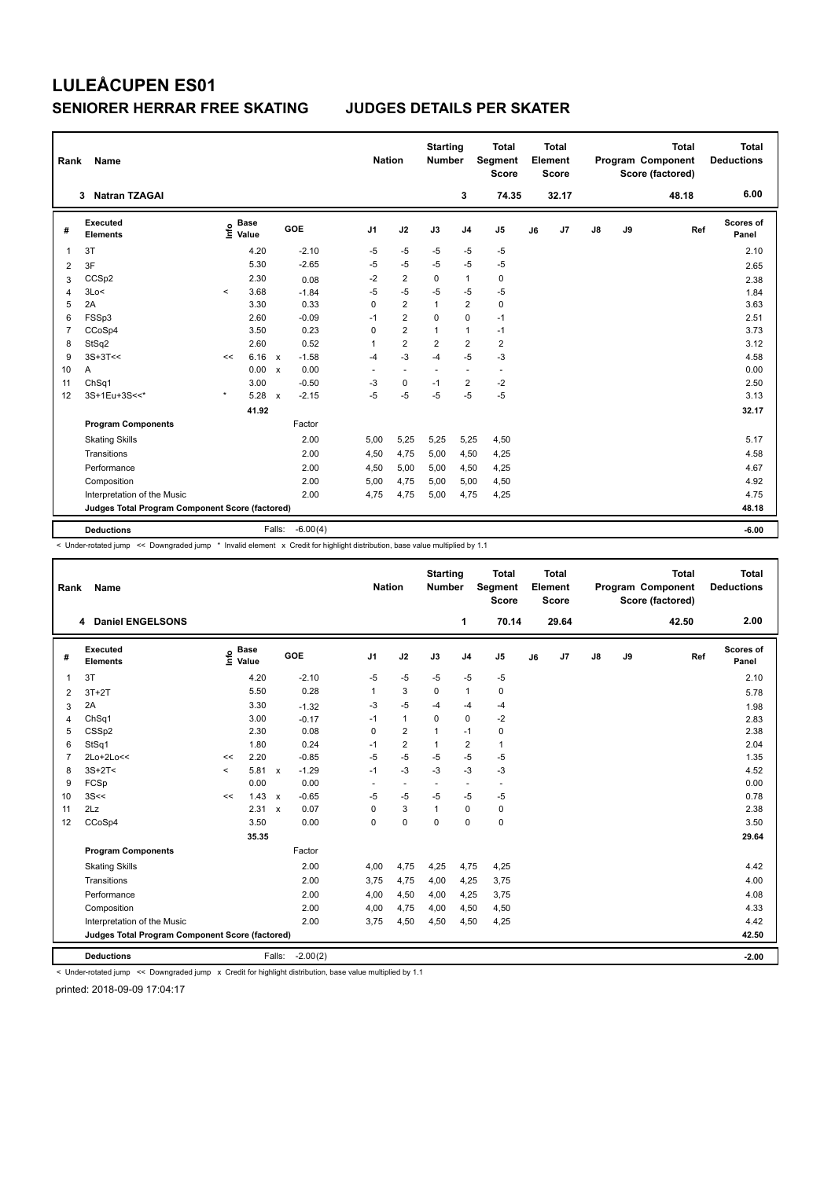# LULEÅCUPEN ES01

## SENIORER HERRAR FREE SKATING JUDGES DETAILS PER SKATER

| Rank | Name | Nation | Starting Number | Total Segment Score | Total Element Score | Total Program Component Score (factored) | Total Deductions |
|---|---|---|---|---|---|---|---|
| 3 | Natran TZAGAI | | 3 | 74.35 | 32.17 | 48.18 | 6.00 |

| # | Executed Elements | Info | Base Value | | GOE | J1 | J2 | J3 | J4 | J5 | J6 | J7 | J8 | J9 | Ref | Scores of Panel |
|---|---|---|---|---|---|---|---|---|---|---|---|---|---|---|---|---|
| 1 | 3T | | 4.20 | | -2.10 | -5 | -5 | -5 | -5 | -5 | | | | | | 2.10 |
| 2 | 3F | | 5.30 | | -2.65 | -5 | -5 | -5 | -5 | -5 | | | | | | 2.65 |
| 3 | CCSp2 | | 2.30 | | 0.08 | -2 | 2 | 0 | 1 | 0 | | | | | | 2.38 |
| 4 | 3Lo< | < | 3.68 | | -1.84 | -5 | -5 | -5 | -5 | -5 | | | | | | 1.84 |
| 5 | 2A | | 3.30 | | 0.33 | 0 | 2 | 1 | 2 | 0 | | | | | | 3.63 |
| 6 | FSSp3 | | 2.60 | | -0.09 | -1 | 2 | 0 | 0 | -1 | | | | | | 2.51 |
| 7 | CCoSp4 | | 3.50 | | 0.23 | 0 | 2 | 1 | 1 | -1 | | | | | | 3.73 |
| 8 | StSq2 | | 2.60 | | 0.52 | 1 | 2 | 2 | 2 | 2 | | | | | | 3.12 |
| 9 | 3S+3T<< | << | 6.16 | x | -1.58 | -4 | -3 | -4 | -5 | -3 | | | | | | 4.58 |
| 10 | A | | 0.00 | x | 0.00 | - | - | - | - | - | | | | | | 0.00 |
| 11 | ChSq1 | | 3.00 | | -0.50 | -3 | 0 | -1 | 2 | -2 | | | | | | 2.50 |
| 12 | 3S+1Eu+3S<<* | * | 5.28 | x | -2.15 | -5 | -5 | -5 | -5 | -5 | | | | | | 3.13 |
| | | | 41.92 | | | | | | | | | | | | | 32.17 |
| | **Program Components** | | | | Factor | | | | | | | | | | | |
| | Skating Skills | | | | 2.00 | 5,00 | 5,25 | 5,25 | 5,25 | 4,50 | | | | | | 5.17 |
| | Transitions | | | | 2.00 | 4,50 | 4,75 | 5,00 | 4,50 | 4,25 | | | | | | 4.58 |
| | Performance | | | | 2.00 | 4,50 | 5,00 | 5,00 | 4,50 | 4,25 | | | | | | 4.67 |
| | Composition | | | | 2.00 | 5,00 | 4,75 | 5,00 | 5,00 | 4,50 | | | | | | 4.92 |
| | Interpretation of the Music | | | | 2.00 | 4,75 | 4,75 | 5,00 | 4,75 | 4,25 | | | | | | 4.75 |
| | **Judges Total Program Component Score (factored)** | | | | | | | | | | | | | | | 48.18 |
| | **Deductions** | | | Falls: | -6.00(4) | | | | | | | | | | | -6.00 |

< Under-rotated jump << Downgraded jump * Invalid element x Credit for highlight distribution, base value multiplied by 1.1

| Rank | Name | Nation | Starting Number | Total Segment Score | Total Element Score | Total Program Component Score (factored) | Total Deductions |
|---|---|---|---|---|---|---|---|
| 4 | Daniel ENGELSONS | | 1 | 70.14 | 29.64 | 42.50 | 2.00 |

| # | Executed Elements | Info | Base Value | | GOE | J1 | J2 | J3 | J4 | J5 | J6 | J7 | J8 | J9 | Ref | Scores of Panel |
|---|---|---|---|---|---|---|---|---|---|---|---|---|---|---|---|---|
| 1 | 3T | | 4.20 | | -2.10 | -5 | -5 | -5 | -5 | -5 | | | | | | 2.10 |
| 2 | 3T+2T | | 5.50 | | 0.28 | 1 | 3 | 0 | 1 | 0 | | | | | | 5.78 |
| 3 | 2A | | 3.30 | | -1.32 | -3 | -5 | -4 | -4 | -4 | | | | | | 1.98 |
| 4 | ChSq1 | | 3.00 | | -0.17 | -1 | 1 | 0 | 0 | -2 | | | | | | 2.83 |
| 5 | CSSp2 | | 2.30 | | 0.08 | 0 | 2 | 1 | -1 | 0 | | | | | | 2.38 |
| 6 | StSq1 | | 1.80 | | 0.24 | -1 | 2 | 1 | 2 | 1 | | | | | | 2.04 |
| 7 | 2Lo+2Lo<< | << | 2.20 | | -0.85 | -5 | -5 | -5 | -5 | -5 | | | | | | 1.35 |
| 8 | 3S+2T< | < | 5.81 | x | -1.29 | -1 | -3 | -3 | -3 | -3 | | | | | | 4.52 |
| 9 | FCSp | | 0.00 | | 0.00 | - | - | - | - | - | | | | | | 0.00 |
| 10 | 3S<< | << | 1.43 | x | -0.65 | -5 | -5 | -5 | -5 | -5 | | | | | | 0.78 |
| 11 | 2Lz | | 2.31 | x | 0.07 | 0 | 3 | 1 | 0 | 0 | | | | | | 2.38 |
| 12 | CCoSp4 | | 3.50 | | 0.00 | 0 | 0 | 0 | 0 | 0 | | | | | | 3.50 |
| | | | 35.35 | | | | | | | | | | | | | 29.64 |
| | **Program Components** | | | | Factor | | | | | | | | | | | |
| | Skating Skills | | | | 2.00 | 4,00 | 4,75 | 4,25 | 4,75 | 4,25 | | | | | | 4.42 |
| | Transitions | | | | 2.00 | 3,75 | 4,75 | 4,00 | 4,25 | 3,75 | | | | | | 4.00 |
| | Performance | | | | 2.00 | 4,00 | 4,50 | 4,00 | 4,25 | 3,75 | | | | | | 4.08 |
| | Composition | | | | 2.00 | 4,00 | 4,75 | 4,00 | 4,50 | 4,50 | | | | | | 4.33 |
| | Interpretation of the Music | | | | 2.00 | 3,75 | 4,50 | 4,50 | 4,50 | 4,25 | | | | | | 4.42 |
| | **Judges Total Program Component Score (factored)** | | | | | | | | | | | | | | | 42.50 |
| | **Deductions** | | | Falls: | -2.00(2) | | | | | | | | | | | -2.00 |

< Under-rotated jump << Downgraded jump x Credit for highlight distribution, base value multiplied by 1.1

printed: 2018-09-09 17:04:17